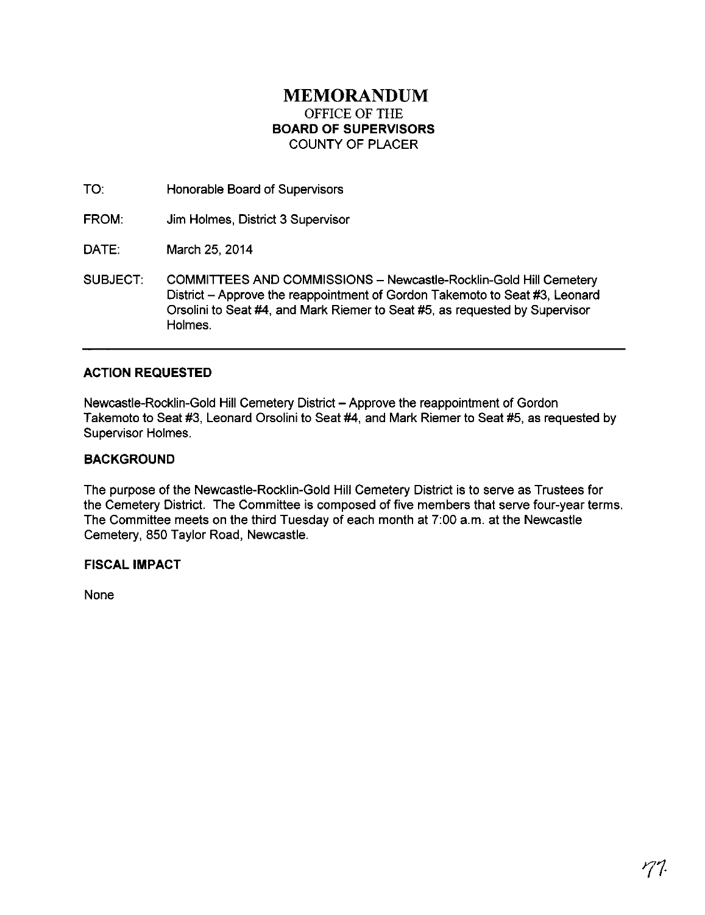# MEMORANDUM

OFFICE OF THE
**BOARD OF SUPERVISORS**
COUNTY OF PLACER

TO: Honorable Board of Supervisors

FROM: Jim Holmes, District 3 Supervisor

DATE: March 25, 2014

SUBJECT: COMMITTEES AND COMMISSIONS – Newcastle-Rocklin-Gold Hill Cemetery District – Approve the reappointment of Gordon Takemoto to Seat #3, Leonard Orsolini to Seat #4, and Mark Riemer to Seat #5, as requested by Supervisor Holmes.

---

**ACTION REQUESTED**

Newcastle-Rocklin-Gold Hill Cemetery District – Approve the reappointment of Gordon Takemoto to Seat #3, Leonard Orsolini to Seat #4, and Mark Riemer to Seat #5, as requested by Supervisor Holmes.

**BACKGROUND**

The purpose of the Newcastle-Rocklin-Gold Hill Cemetery District is to serve as Trustees for the Cemetery District. The Committee is composed of five members that serve four-year terms. The Committee meets on the third Tuesday of each month at 7:00 a.m. at the Newcastle Cemetery, 850 Taylor Road, Newcastle.

**FISCAL IMPACT**

None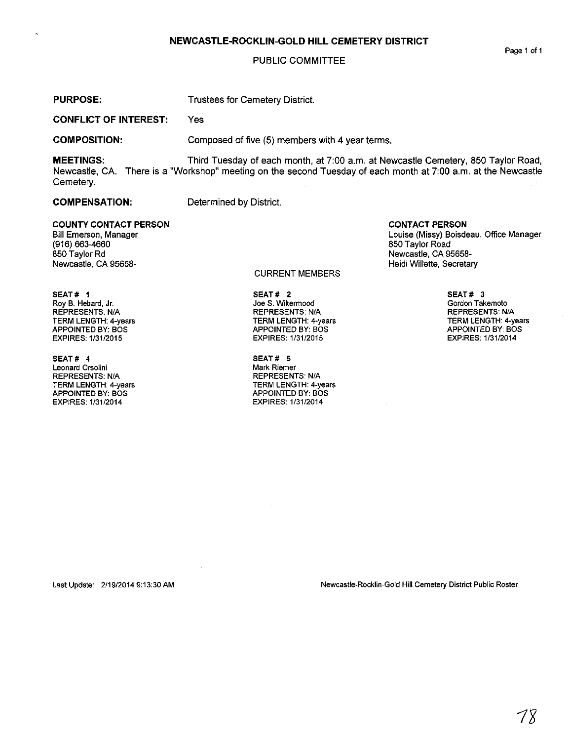# NEWCASTLE-ROCKLIN-GOLD HILL CEMETERY DISTRICT

PUBLIC COMMITTEE

**PURPOSE:** Trustees for Cemetery District.

**CONFLICT OF INTEREST:** Yes

**COMPOSITION:** Composed of five (5) members with 4 year terms.

**MEETINGS:** Third Tuesday of each month, at 7:00 a.m. at Newcastle Cemetery, 850 Taylor Road, Newcastle, CA. There is a "Workshop" meeting on the second Tuesday of each month at 7:00 a.m. at the Newcastle Cemetery.

**COMPENSATION:** Determined by District.

**COUNTY CONTACT PERSON**
Bill Emerson, Manager
(916) 663-4660
850 Taylor Rd
Newcastle, CA 95658-

**CONTACT PERSON**
Louise (Missy) Boisdeau, Office Manager
850 Taylor Road
Newcastle, CA 95658-
Heidi Willette, Secretary

CURRENT MEMBERS

**SEAT # 1**
Roy B. Hebard, Jr.
REPRESENTS: N/A
TERM LENGTH: 4-years
APPOINTED BY: BOS
EXPIRES: 1/31/2015

**SEAT # 2**
Joe S. Wiltermood
REPRESENTS: N/A
TERM LENGTH: 4-years
APPOINTED BY: BOS
EXPIRES: 1/31/2015

**SEAT # 3**
Gordon Takemoto
REPRESENTS: N/A
TERM LENGTH: 4-years
APPOINTED BY: BOS
EXPIRES: 1/31/2014

**SEAT # 4**
Leonard Orsolini
REPRESENTS: N/A
TERM LENGTH: 4-years
APPOINTED BY: BOS
EXPIRES: 1/31/2014

**SEAT # 5**
Mark Riemer
REPRESENTS: N/A
TERM LENGTH: 4-years
APPOINTED BY: BOS
EXPIRES: 1/31/2014

Last Update: 2/19/2014 9:13:30 AM

Newcastle-Rocklin-Gold Hill Cemetery District Public Roster